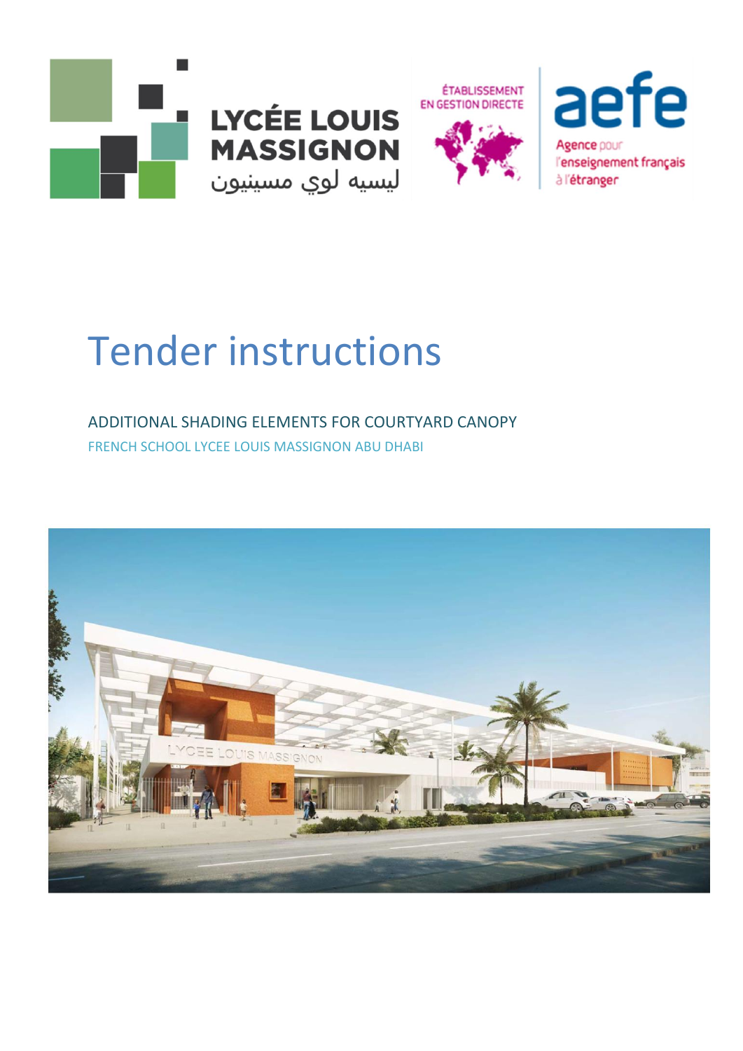LYCÉE LOUIS MASSIGNON

ليسيه لوي مسينيون

ÉTABLISSEMENT EN GESTION DIRECTE

aefe

Agence pour l'enseignement français à l'étranger

# Tender instructions

## ADDITIONAL SHADING ELEMENTS FOR COURTYARD CANOPY

### FRENCH SCHOOL LYCEE LOUIS MASSIGNON ABU DHABI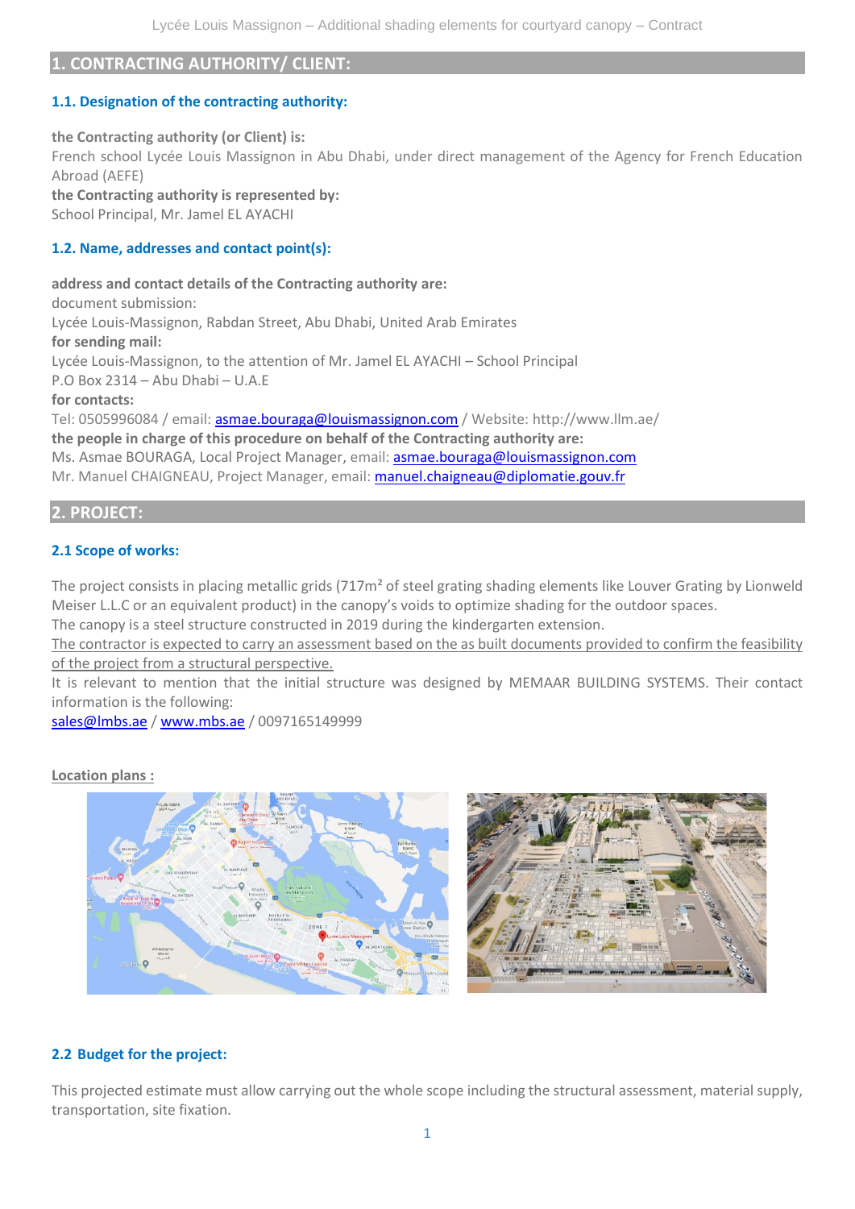## 1. CONTRACTING AUTHORITY/ CLIENT:

### 1.1. Designation of the contracting authority:

**the Contracting authority (or Client) is:**
French school Lycée Louis Massignon in Abu Dhabi, under direct management of the Agency for French Education Abroad (AEFE)
**the Contracting authority is represented by:**
School Principal, Mr. Jamel EL AYACHI

### 1.2. Name, addresses and contact point(s):

**address and contact details of the Contracting authority are:**
document submission:
Lycée Louis-Massignon, Rabdan Street, Abu Dhabi, United Arab Emirates
**for sending mail:**
Lycée Louis-Massignon, to the attention of Mr. Jamel EL AYACHI – School Principal
P.O Box 2314 – Abu Dhabi – U.A.E
**for contacts:**
Tel: 0505996084 / email: asmae.bouraga@louismassignon.com / Website: http://www.llm.ae/
**the people in charge of this procedure on behalf of the Contracting authority are:**
Ms. Asmae BOURAGA, Local Project Manager, email: asmae.bouraga@louismassignon.com
Mr. Manuel CHAIGNEAU, Project Manager, email: manuel.chaigneau@diplomatie.gouv.fr

## 2. PROJECT:

### 2.1 Scope of works:

The project consists in placing metallic grids (717m² of steel grating shading elements like Louver Grating by Lionweld Meiser L.L.C or an equivalent product) in the canopy's voids to optimize shading for the outdoor spaces.
The canopy is a steel structure constructed in 2019 during the kindergarten extension.
The contractor is expected to carry an assessment based on the as built documents provided to confirm the feasibility of the project from a structural perspective.
It is relevant to mention that the initial structure was designed by MEMAAR BUILDING SYSTEMS. Their contact information is the following:
sales@lmbs.ae / www.mbs.ae / 0097165149999

Location plans :

### 2.2 Budget for the project:

This projected estimate must allow carrying out the whole scope including the structural assessment, material supply, transportation, site fixation.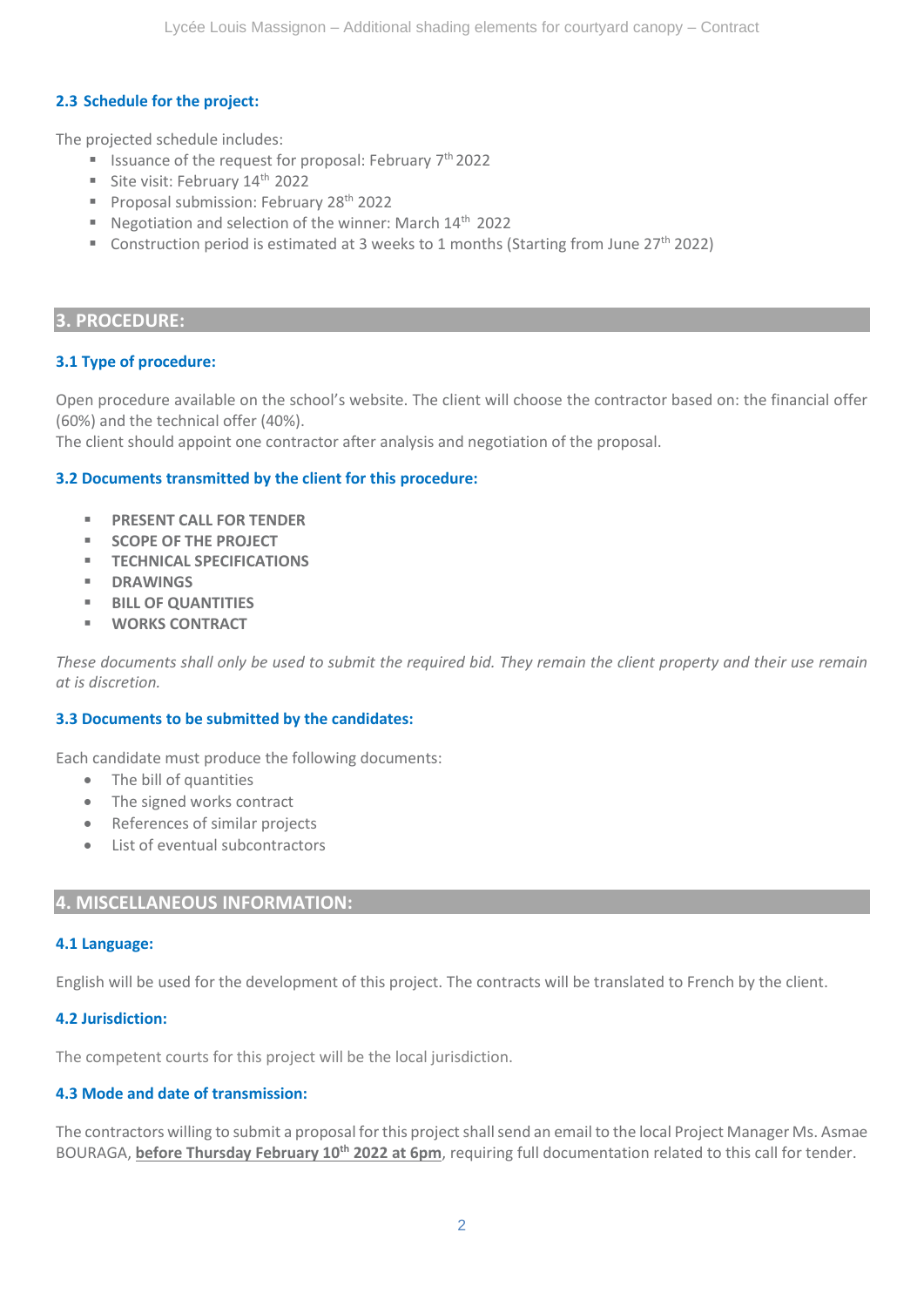### 2.3 Schedule for the project:

The projected schedule includes:

- Issuance of the request for proposal: February 7th 2022
- Site visit: February 14th 2022
- Proposal submission: February 28th 2022
- Negotiation and selection of the winner: March 14th 2022
- Construction period is estimated at 3 weeks to 1 months (Starting from June 27th 2022)

## 3. PROCEDURE:

### 3.1 Type of procedure:

Open procedure available on the school's website. The client will choose the contractor based on: the financial offer (60%) and the technical offer (40%).
The client should appoint one contractor after analysis and negotiation of the proposal.

### 3.2 Documents transmitted by the client for this procedure:

- **PRESENT CALL FOR TENDER**
- **SCOPE OF THE PROJECT**
- **TECHNICAL SPECIFICATIONS**
- **DRAWINGS**
- **BILL OF QUANTITIES**
- **WORKS CONTRACT**

*These documents shall only be used to submit the required bid. They remain the client property and their use remain at is discretion.*

### 3.3 Documents to be submitted by the candidates:

Each candidate must produce the following documents:

- The bill of quantities
- The signed works contract
- References of similar projects
- List of eventual subcontractors

## 4. MISCELLANEOUS INFORMATION:

### 4.1 Language:

English will be used for the development of this project. The contracts will be translated to French by the client.

### 4.2 Jurisdiction:

The competent courts for this project will be the local jurisdiction.

### 4.3 Mode and date of transmission:

The contractors willing to submit a proposal for this project shall send an email to the local Project Manager Ms. Asmae BOURAGA, **before Thursday February 10th 2022 at 6pm**, requiring full documentation related to this call for tender.